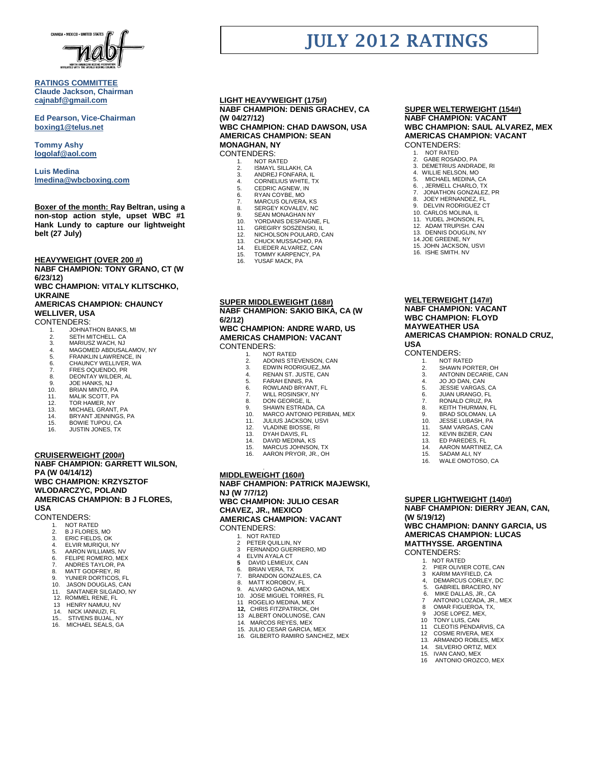# JULY 2012 RATINGS

**RATINGS COMMITTEE**
**Claude Jackson, Chairman**
**cajnabf@gmail.com**

**Ed Pearson, Vice-Chairman**
**boxing1@telus.net**

**Tommy Ashy**
**logolaf@aol.com**

**Luis Medina**
**lmedina@wbcboxing.com**

**Boxer of the month: Ray Beltran, using a non-stop action style, upset WBC #1 Hank Lundy to capture our lightweight belt (27 July)**

## HEAVYWEIGHT (OVER 200 #)

**NABF CHAMPION: TONY GRANO, CT (W 6/23/12)**
**WBC CHAMPION: VITALY KLITSCHKO, UKRAINE**
**AMERICAS CHAMPION: CHAUNCY WELLIVER, USA**

CONTENDERS:

1. JOHNATHON BANKS, MI
2. SETH MITCHELL. CA
3. MARIUSZ WACH, NJ
4. MAGOMED ABDUSALAMOV, NY
5. FRANKLIN LAWRENCE, IN
6. CHAUNCY WELLIVER, WA
7. FRES OQUENDO, PR
8. DEONTAY WILDER, AL
9. JOE HANKS, NJ
10. BRIAN MINTO, PA
11. MALIK SCOTT, PA
12. TOR HAMER, NY
13. MICHAEL GRANT, PA
14. BRYANT JENNINGS, PA
15. BOWIE TUPOU, CA
16. JUSTIN JONES, TX

## CRUISERWEIGHT (200#)

**NABF CHAMPION: GARRETT WILSON, PA (W 04/14/12)**
**WBC CHAMPION: KRZYSZTOF WLODARCZYC, POLAND**
**AMERICAS CHAMPION: B J FLORES, USA**

CONTENDERS:

1. NOT RATED
2. B J FLORES, MO
3. ERIC FIELDS, OK
4. ELVIR MURIQUI, NY
5. AARON WILLIAMS, NV
6. FELIPE ROMERO, MEX
7. ANDRES TAYLOR, PA
8. MATT GODFREY, RI
9. YUNIER DORTICOS, FL
10. JASON DOUGLAS, CAN
11. SANTANER SILGADO, NY
12. ROMMEL RENE, FL
13. HENRY NAMUU, NV
14. NICK IANNUZI, FL
15. STIVENS BUJAL, NY
16. MICHAEL SEALS, GA

## LIGHT HEAVYWEIGHT (175#)

**NABF CHAMPION: DENIS GRACHEV, CA (W 04/27/12)**
**WBC CHAMPION: CHAD DAWSON, USA**
**AMERICAS CHAMPION: SEAN MONAGHAN, NY**

CONTENDERS:

1. NOT RATED
2. ISMAYL SILLAKH, CA
3. ANDREJ FONFARA, IL
4. CORNELIUS WHITE, TX
5. CEDRIC AGNEW, IN
6. RYAN COYBE, MO
7. MARCUS OLIVERA, KS
8. SERGEY KOVALEV, NC
9. SEAN MONAGHAN NY
10. YORDANIS DESPAIGNE, FL
11. GREGIRY SOSZENSKI, IL
12. NICHOLSON POULARD, CAN
13. CHUCK MUSSACHIO, PA
14. ELIEDER ALVAREZ, CAN
15. TOMMY KARPENCY, PA
16. YUSAF MACK, PA

## SUPER MIDDLEWEIGHT (168#)

**NABF CHAMPION: SAKIO BIKA, CA (W 6/2/12)**
**WBC CHAMPION: ANDRE WARD, US**
**AMERICAS CHAMPION: VACANT**

CONTENDERS:

1. NOT RATED
2. ADONIS STEVENSON, CAN
3. EDWIN RODRIGUEZ,,MA
4. RENAN ST. JUSTE, CAN
5. FARAH ENNIS, PA
6. ROWLAND BRYANT, FL
7. WILL ROSINSKY, NY
8. DON GEORGE, IL
9. SHAWN ESTRADA, CA
10. MARCO ANTONIO PERIBAN, MEX
11. JULIUS JACKSON, USVI
12. VLADINE BIOSSE, RI
13. DYAH DAVIS, FL
14. DAVID MEDINA, KS
15. MARCUS JOHNSON, TX
16. AARON PRYOR, JR., OH

## MIDDLEWEIGHT (160#)

**NABF CHAMPION: PATRICK MAJEWSKI, NJ (W 7/7/12)**
**WBC CHAMPION: JULIO CESAR CHAVEZ, JR., MEXICO**
**AMERICAS CHAMPION: VACANT**

CONTENDERS:

1. NOT RATED
2. PETER QUILLIN, NY
3. FERNANDO GUERRERO, MD
4. ELVIN AYALA CT
5. DAVID LEMIEUX, CAN
6. BRIAN VERA, TX
7. BRANDON GONZALES, CA
8. MATT KOROBOV, FL
9. ALVARO GAONA, MEX
10. JOSE MIGUEL TORRES, FL
11. ROGELIO MEDINA, MEX
12. CHRIS FITZPATRICK, OH
13. ALBERT ONOLUNOSE, CAN
14. MARCOS REYES, MEX
15. JULIO CESAR GARCIA, MEX
16. GILBERTO RAMIRO SANCHEZ, MEX

## SUPER WELTERWEIGHT (154#)

**NABF CHAMPION: VACANT**
**WBC CHAMPION: SAUL ALVAREZ, MEX**
**AMERICAS CHAMPION: VACANT**

CONTENDERS:

1. NOT RATED
2. GABE ROSADO, PA
3. DEMETRIUS ANDRADE, RI
4. WILLIE NELSON, MO
5. MICHAEL MEDINA, CA
6. , JERMELL CHARLO, TX
7. JONATHON GONZALEZ, PR
8. JOEY HERNANDEZ, FL
9. DELVIN RODRIGUEZ CT
10. CARLOS MOLINA, IL
11. YUDEL JHONSON, FL
12. ADAM TRUPISH. CAN
13. DENNIS DOUGLIN, NY
14. JOE GREENE, NY
15. JOHN JACKSON, USVI
16. ISHE SMITH. NV

## WELTERWEIGHT (147#)

**NABF CHAMPION: VACANT**
**WBC CHAMPION: FLOYD MAYWEATHER USA**
**AMERICAS CHAMPION: RONALD CRUZ, USA**

CONTENDERS:

1. NOT RATED
2. SHAWN PORTER, OH
3. ANTONIN DECARIE, CAN
4. JO JO DAN, CAN
5. JESSIE VARGAS, CA
6. JUAN URANGO, FL
7. RONALD CRUZ, PA
8. KEITH THURMAN, FL
9. BRAD SOLOMAN, LA
10. JESSE LUBASH, PA
11. SAM VARGAS, CAN
12. KEVIN BIZIER, CAN
13. ED PAREDES, FL
14. AARON MARTINEZ, CA
15. SADAM ALI, NY
16. WALE OMOTOSO, CA

## SUPER LIGHTWEIGHT (140#)

**NABF CHAMPION: DIERRY JEAN, CAN, (W 5/19/12)**
**WBC CHAMPION: DANNY GARCIA, US**
**AMERICAS CHAMPION: LUCAS MATTHYSSE. ARGENTINA**

CONTENDERS:

1. NOT RATED
2. PIER OLIVIER COTE, CAN
3. KARIM MAYFIELD, CA
4. DEMARCUS CORLEY, DC
5. GABRIEL BRACERO, NY
6. MIKE DALLAS, JR., CA
7. ANTONIO LOZADA, JR., MEX
8. OMAR FIGUEROA, TX,
9. JOSE LOPEZ, MEX,
10. TONY LUIS, CAN
11. CLEOTIS PENDARVIS, CA
12. COSME RIVERA, MEX
13. ARMANDO ROBLES, MEX
14. SILVERIO ORTIZ, MEX
15. IVAN CANO, MEX
16. ANTONIO OROZCO, MEX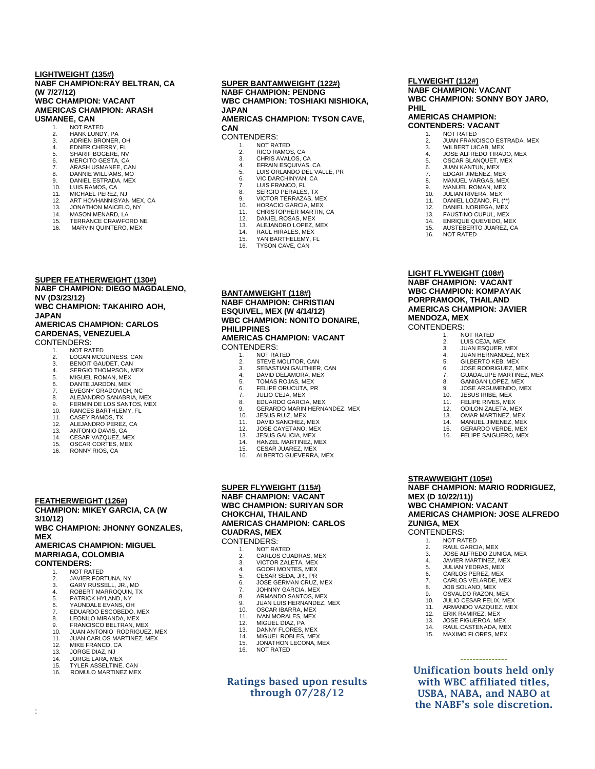## LIGHTWEIGHT (135#)

**NABF CHAMPION:RAY BELTRAN, CA (W 7/27/12)**
**WBC CHAMPION: VACANT**
**AMERICAS CHAMPION: ARASH USMANEE, CAN**

1. NOT RATED
2. HANK LUNDY, PA
3. ADRIEN BRONER, OH
4. EDNER CHERRY, FL
5. SHARIF BOGERE, NV
6. MERCITO GESTA, CA
7. ARASH USMANEE, CAN
8. DANNIE WILLIAMS, MO
9. DANIEL ESTRADA, MEX
10. LUIS RAMOS, CA
11. MICHAEL PEREZ, NJ
12. ART HOVHANNISYAN MEX, CA
13. JONATHON MAICELO, NY
14. MASON MENARD, LA
15. TERRANCE CRAWFORD NE
16. MARVIN QUINTERO, MEX

## SUPER FEATHERWEIGHT (130#)

**NABF CHAMPION: DIEGO MAGDALENO, NV (D3/23/12)**
**WBC CHAMPION: TAKAHIRO AOH, JAPAN**
**AMERICAS CHAMPION: CARLOS CARDENAS, VENEZUELA**

CONTENDERS:

1. NOT RATED
2. LOGAN MCGUINESS, CAN
3. BENOIT GAUDET, CAN
4. SERGIO THOMPSON, MEX
5. MIGUEL ROMAN, MEX
6. DANTE JARDON, MEX
7. EVEGNY GRADOVICH, NC
8. ALEJANDRO SANABRIA, MEX
9. FERMIN DE LOS SANTOS, MEX
10. RANCES BARTHLEMY, FL
11. CASEY RAMOS, TX
12. ALEJANDRO PEREZ, CA
13. ANTONIO DAVIS, GA
14. CESAR VAZQUEZ, MEX
15. OSCAR CORTES, MEX
16. RONNY RIOS, CA

## FEATHERWEIGHT (126#)

**CHAMPION: MIKEY GARCIA, CA (W 3/10/12)**
**WBC CHAMPION: JHONNY GONZALES, MEX**
**AMERICAS CHAMPION: MIGUEL MARRIAGA, COLOMBIA**
**CONTENDERS:**

1. NOT RATED
2. JAVIER FORTUNA, NY
3. GARY RUSSELL, JR., MD
4. ROBERT MARROQUIN, TX
5. PATRICK HYLAND, NY
6. YAUNDALE EVANS, OH
7. EDUARDO ESCOBEDO, MEX
8. LEONILO MIRANDA, MEX
9. FRANCISCO BELTRAN, MEX
10. JUAN ANTONIO RODRIGUEZ, MEX
11. JUAN CARLOS MARTINEZ, MEX
12. MIKE FRANCO, CA
13. JORGE DIAZ, NJ
14. JORGE LARA, MEX
15. TYLER ASSELTINE, CAN
16. ROMULO MARTINEZ MEX

## SUPER BANTAMWEIGHT (122#)

**NABF CHAMPION: PENDNG**
**WBC CHAMPION: TOSHIAKI NISHIOKA, JAPAN**
**AMERICAS CHAMPION: TYSON CAVE, CAN**

CONTENDERS:

1. NOT RATED
2. RICO RAMOS, CA
3. CHRIS AVALOS, CA
4. EFRAIN ESQUIVAS, CA
5. LUIS ORLANDO DEL VALLE, PR
6. VIC DARCHINYAN, CA
7. LUIS FRANCO, FL
8. SERGIO PERALES, TX
9. VICTOR TERRAZAS, MEX
10. HORACIO GARCIA, MEX
11. CHRISTOPHER MARTIN, CA
12. DANIEL ROSAS, MEX
13. ALEJANDRO LOPEZ, MEX
14. RAUL HIRALES, MEX
15. YAN BARTHELEMY, FL
16. TYSON CAVE, CAN

## BANTAMWEIGHT (118#)

**NABF CHAMPION: CHRISTIAN ESQUIVEL, MEX (W 4/14/12)**
**WBC CHAMPION: NONITO DONAIRE, PHILIPPINES**
**AMERICAS CHAMPION: VACANT**

CONTENDERS:

1. NOT RATED
2. STEVE MOLITOR, CAN
3. SEBASTIAN GAUTHIER, CAN
4. DAVID DELAMORA, MEX
5. TOMAS ROJAS, MEX
6. FELIPE ORUCUTA, PR
7. JULIO CEJA, MEX
8. EDUARDO GARCIA, MEX
9. GERARDO MARIN HERNANDEZ. MEX
10. JESUS RUIZ, MEX
11. DAVID SANCHEZ, MEX
12. JOSE CAYETANO, MEX
13. JESUS GALICIA, MEX
14. HANZEL MARTINEZ, MEX
15. CESAR JUAREZ, MEX
16. ALBERTO GUEVERRA, MEX

## SUPER FLYWEIGHT (115#)

**NABF CHAMPION: VACANT**
**WBC CHAMPION: SURIYAN SOR CHOKCHAI, THAILAND**
**AMERICAS CHAMPION: CARLOS CUADRAS, MEX**

CONTENDERS:

1. NOT RATED
2. CARLOS CUADRAS, MEX
3. VICTOR ZALETA, MEX
4. GOOFI MONTES, MEX
5. CESAR SEDA, JR., PR
6. JOSE GERMAN CRUZ, MEX
7. JOHNNY GARCIA, MEX
8. ARMANDO SANTOS, MEX
9. JUAN LUIS HERNANDEZ, MEX
10. OSCAR IBARRA, MEX
11. IVAN MORALES, MEX
12. MIGUEL DIAZ, PA
13. DANNY FLORES, MEX
14. MIGUEL ROBLES, MEX
15. JONATHON LECONA, MEX
16. NOT RATED

**Ratings based upon results through 07/28/12**

## FLYWEIGHT (112#)

**NABF CHAMPION: VACANT**
**WBC CHAMPION: SONNY BOY JARO, PHIL**
**AMERICAS CHAMPION:**
**CONTENDERS: VACANT**

1. NOT RATED
2. JUAN FRANCISCO ESTRADA, MEX
3. WILBERT UICAB, MEX
4. JOSE ALFREDO TIRADO, MEX
5. OSCAR BLANQUET, MEX
6. JUAN KANTUN, MEX
7. EDGAR JIMENEZ, MEX
8. MANUEL VARGAS, MEX
9. MANUEL ROMAN, MEX
10. JULIAN RIVERA, MEX
11. DANIEL LOZANO, FL (**)
12. DANIEL NORIEGA, MEX
13. FAUSTINO CUPUL, MEX
14. ENRIQUE QUEVEDO, MEX
15. AUSTEBERTO JUAREZ, CA
16. NOT RATED

## LIGHT FLYWEIGHT (108#)

**NABF CHAMPION: VACANT**
**WBC CHAMPION: KOMPAYAK PORPRAMOOK, THAILAND**
**AMERICAS CHAMPION: JAVIER MENDOZA, MEX**

CONTENDERS:

1. NOT RATED
2. LUIS CEJA, MEX
3. JUAN ESQUER, MEX
4. JUAN HERNANDEZ, MEX
5. GILBERTO KEB, MEX
6. JOSE RODRIGUEZ, MEX
7. GUADALUPE MARTINEZ, MEX
8. GANIGAN LOPEZ, MEX
9. JOSE ARGUMENDO, MEX
10. JESUS IRIBE, MEX
11. FELIPE RIVES, MEX
12. ODILON ZALETA, MEX
13. OMAR MARTINEZ, MEX
14. MANUEL JIMENEZ, MEX
15. GERARDO VERDE, MEX
16. FELIPE SAIGUERO, MEX

## STRAWWEIGHT (105#)

**NABF CHAMPION: MARIO RODRIGUEZ, MEX (D 10/22/11))**
**WBC CHAMPION: VACANT**
**AMERICAS CHAMPION: JOSE ALFREDO ZUNIGA, MEX**

CONTENDERS:

1. NOT RATED
2. RAUL GARCIA, MEX
3. JOSE ALFREDO ZUNIGA, MEX
4. JAVIER MARTINEZ, MEX
5. JULIAN YEDRAS, MEX
6. CARLOS PEREZ, MEX
7. CARLOS VELARDE, MEX
8. JOB SOLANO, MEX
9. OSVALDO RAZON, MEX
10. JULIO CESAR FELIX, MEX
11. ARMANDO VAZQUEZ, MEX
12. ERIK RAMIREZ, MEX
13. JOSE FIGUEROA, MEX
14. RAUL CASTENADA, MEX
15. MAXIMO FLORES, MEX

---------------

**Unification bouts held only with WBC affiliated titles, USBA, NABA, and NABO at the NABF's sole discretion.**